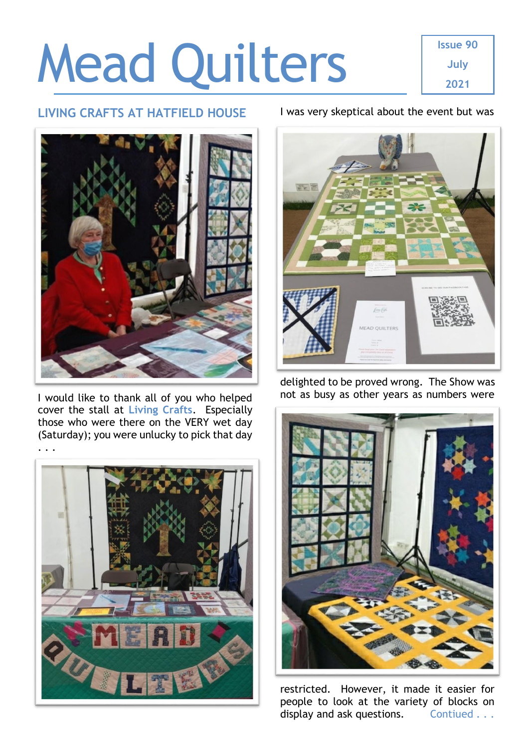# Mead Quilters

Issue 90
July
2021

## LIVING CRAFTS AT HATFIELD HOUSE

I would like to thank all of you who helped cover the stall at Living Crafts. Especially those who were there on the VERY wet day (Saturday); you were unlucky to pick that day . . .

I was very skeptical about the event but was delighted to be proved wrong. The Show was not as busy as other years as numbers were restricted. However, it made it easier for people to look at the variety of blocks on display and ask questions. Contiued . . .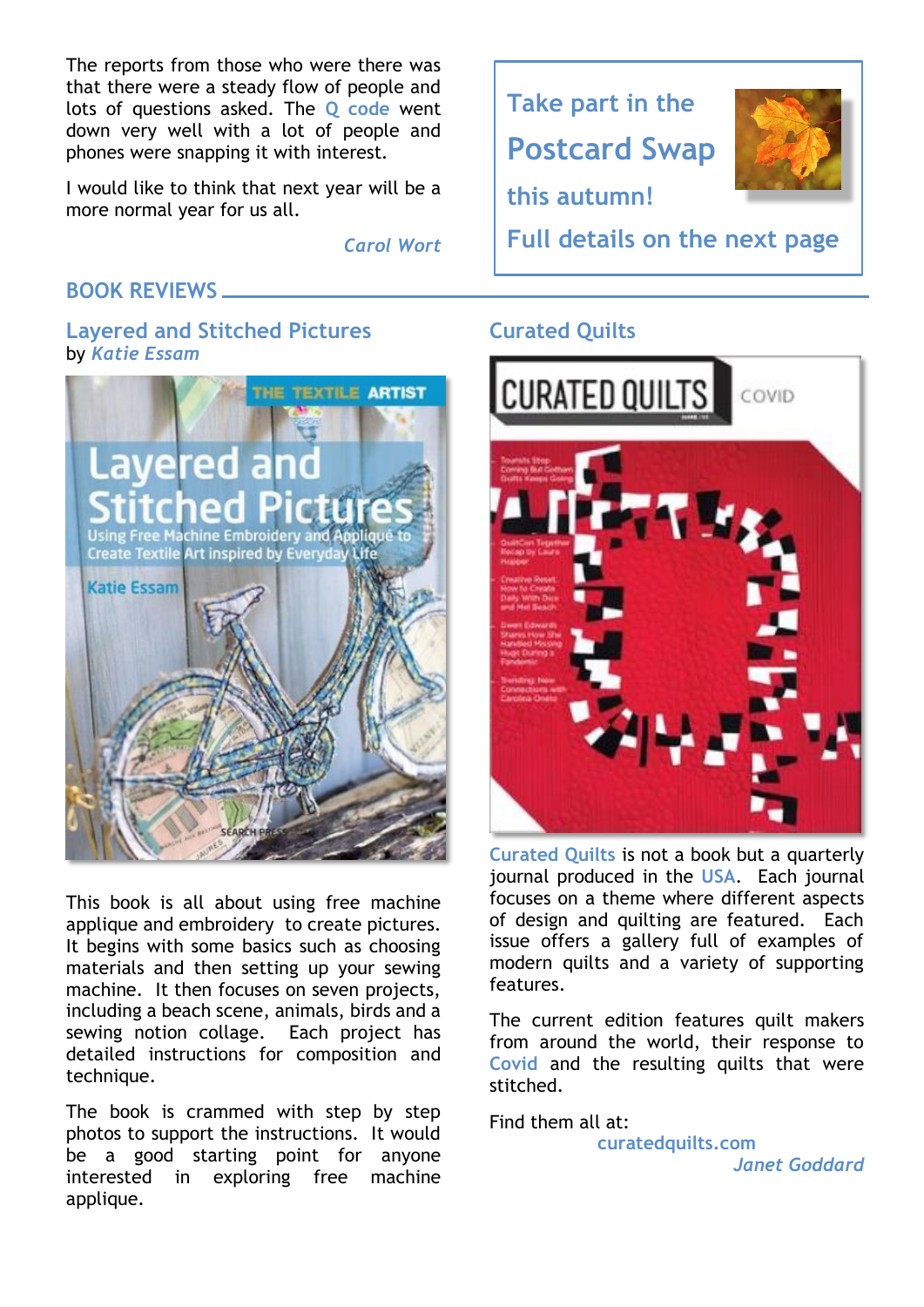The reports from those who were there was that there were a steady flow of people and lots of questions asked. The Q code went down very well with a lot of people and phones were snapping it with interest.

I would like to think that next year will be a more normal year for us all.

*Carol Wort*

**Take part in the Postcard Swap this autumn!**

**Full details on the next page**

## BOOK REVIEWS

### Layered and Stitched Pictures

by *Katie Essam*

This book is all about using free machine applique and embroidery to create pictures. It begins with some basics such as choosing materials and then setting up your sewing machine. It then focuses on seven projects, including a beach scene, animals, birds and a sewing notion collage. Each project has detailed instructions for composition and technique.

The book is crammed with step by step photos to support the instructions. It would be a good starting point for anyone interested in exploring free machine applique.

### Curated Quilts

Curated Quilts is not a book but a quarterly journal produced in the USA. Each journal focuses on a theme where different aspects of design and quilting are featured. Each issue offers a gallery full of examples of modern quilts and a variety of supporting features.

The current edition features quilt makers from around the world, their response to Covid and the resulting quilts that were stitched.

Find them all at:

curatedquilts.com

*Janet Goddard*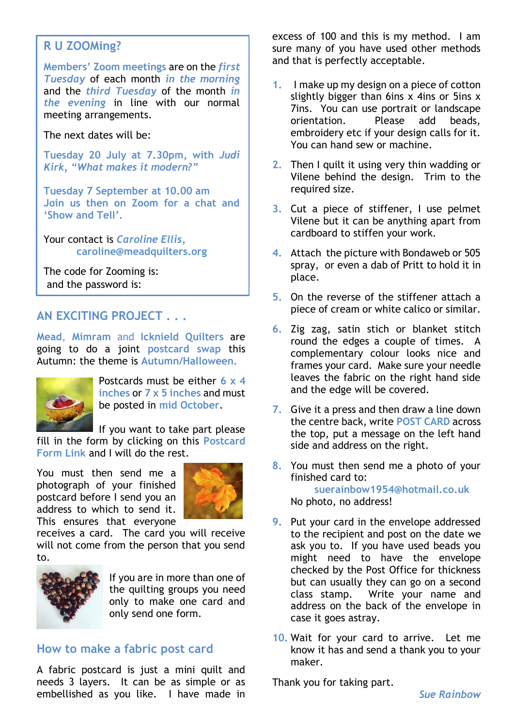## R U ZOOMing?

Members' Zoom meetings are on the *first Tuesday* of each month *in the morning* and the *third Tuesday* of the month *in the evening* in line with our normal meeting arrangements.

The next dates will be:

Tuesday 20 July at 7.30pm, with *Judi Kirk, "What makes it modern?"*

Tuesday 7 September at 10.00 am
Join us then on Zoom for a chat and 'Show and Tell'.

Your contact is *Caroline Ellis,*
caroline@meadquilters.org

The code for Zooming is:
and the password is:

## AN EXCITING PROJECT . . .

Mead, Mimram and Icknield Quilters are going to do a joint postcard swap this Autumn: the theme is Autumn/Halloween.

Postcards must be either 6 x 4 inches or 7 x 5 inches and must be posted in mid October.

If you want to take part please fill in the form by clicking on this Postcard Form Link and I will do the rest.

You must then send me a photograph of your finished postcard before I send you an address to which to send it. This ensures that everyone receives a card. The card you will receive will not come from the person that you send to.

If you are in more than one of the quilting groups you need only to make one card and only send one form.

## How to make a fabric post card

A fabric postcard is just a mini quilt and needs 3 layers. It can be as simple or as embellished as you like. I have made in excess of 100 and this is my method. I am sure many of you have used other methods and that is perfectly acceptable.

1. I make up my design on a piece of cotton slightly bigger than 6ins x 4ins or 5ins x 7ins. You can use portrait or landscape orientation. Please add beads, embroidery etc if your design calls for it. You can hand sew or machine.
2. Then I quilt it using very thin wadding or Vilene behind the design. Trim to the required size.
3. Cut a piece of stiffener, I use pelmet Vilene but it can be anything apart from cardboard to stiffen your work.
4. Attach the picture with Bondaweb or 505 spray, or even a dab of Pritt to hold it in place.
5. On the reverse of the stiffener attach a piece of cream or white calico or similar.
6. Zig zag, satin stich or blanket stitch round the edges a couple of times. A complementary colour looks nice and frames your card. Make sure your needle leaves the fabric on the right hand side and the edge will be covered.
7. Give it a press and then draw a line down the centre back, write POST CARD across the top, put a message on the left hand side and address on the right.
8. You must then send me a photo of your finished card to:
   suerainbow1954@hotmail.co.uk
   No photo, no address!
9. Put your card in the envelope addressed to the recipient and post on the date we ask you to. If you have used beads you might need to have the envelope checked by the Post Office for thickness but can usually they can go on a second class stamp. Write your name and address on the back of the envelope in case it goes astray.
10. Wait for your card to arrive. Let me know it has and send a thank you to your maker.

Thank you for taking part.

*Sue Rainbow*